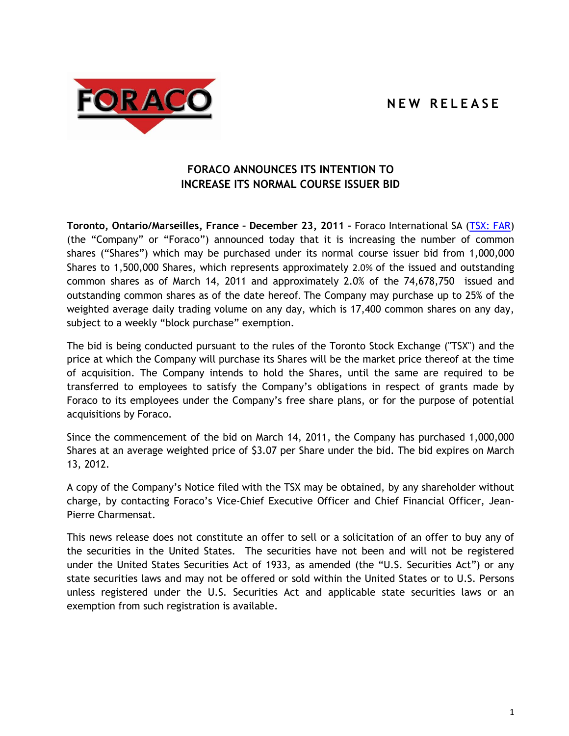**NEW RELEASE**

# FORACO ANNOUNCES ITS INTENTION TO INCREASE ITS NORMAL COURSE ISSUER BID

**Toronto, Ontario/Marseilles, France – December 23, 2011** – Foraco International SA (TSX: FAR) (the "Company" or "Foraco") announced today that it is increasing the number of common shares ("Shares") which may be purchased under its normal course issuer bid from 1,000,000 Shares to 1,500,000 Shares, which represents approximately 2.0% of the issued and outstanding common shares as of March 14, 2011 and approximately 2.0% of the 74,678,750 issued and outstanding common shares as of the date hereof. The Company may purchase up to 25% of the weighted average daily trading volume on any day, which is 17,400 common shares on any day, subject to a weekly "block purchase" exemption.

The bid is being conducted pursuant to the rules of the Toronto Stock Exchange ("TSX") and the price at which the Company will purchase its Shares will be the market price thereof at the time of acquisition. The Company intends to hold the Shares, until the same are required to be transferred to employees to satisfy the Company's obligations in respect of grants made by Foraco to its employees under the Company's free share plans, or for the purpose of potential acquisitions by Foraco.

Since the commencement of the bid on March 14, 2011, the Company has purchased 1,000,000 Shares at an average weighted price of $3.07 per Share under the bid. The bid expires on March 13, 2012.

A copy of the Company's Notice filed with the TSX may be obtained, by any shareholder without charge, by contacting Foraco's Vice-Chief Executive Officer and Chief Financial Officer, Jean-Pierre Charmensat.

This news release does not constitute an offer to sell or a solicitation of an offer to buy any of the securities in the United States. The securities have not been and will not be registered under the United States Securities Act of 1933, as amended (the "U.S. Securities Act") or any state securities laws and may not be offered or sold within the United States or to U.S. Persons unless registered under the U.S. Securities Act and applicable state securities laws or an exemption from such registration is available.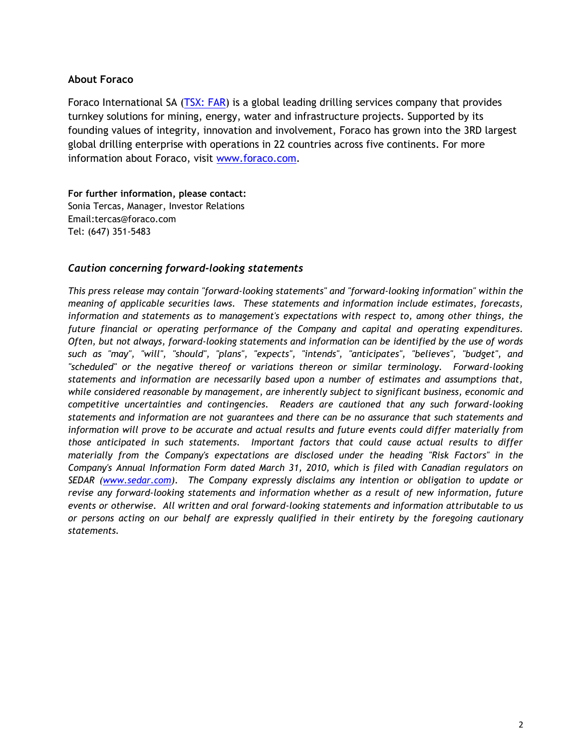## About Foraco

Foraco International SA (TSX: FAR) is a global leading drilling services company that provides turnkey solutions for mining, energy, water and infrastructure projects. Supported by its founding values of integrity, innovation and involvement, Foraco has grown into the 3RD largest global drilling enterprise with operations in 22 countries across five continents. For more information about Foraco, visit www.foraco.com.

**For further information, please contact:**
Sonia Tercas, Manager, Investor Relations
Email:tercas@foraco.com
Tel: (647) 351-5483

### *Caution concerning forward-looking statements*

*This press release may contain "forward-looking statements" and "forward-looking information" within the meaning of applicable securities laws. These statements and information include estimates, forecasts, information and statements as to management's expectations with respect to, among other things, the future financial or operating performance of the Company and capital and operating expenditures. Often, but not always, forward-looking statements and information can be identified by the use of words such as "may", "will", "should", "plans", "expects", "intends", "anticipates", "believes", "budget", and "scheduled" or the negative thereof or variations thereon or similar terminology. Forward-looking statements and information are necessarily based upon a number of estimates and assumptions that, while considered reasonable by management, are inherently subject to significant business, economic and competitive uncertainties and contingencies. Readers are cautioned that any such forward-looking statements and information are not guarantees and there can be no assurance that such statements and information will prove to be accurate and actual results and future events could differ materially from those anticipated in such statements. Important factors that could cause actual results to differ materially from the Company's expectations are disclosed under the heading "Risk Factors" in the Company's Annual Information Form dated March 31, 2010, which is filed with Canadian regulators on SEDAR (www.sedar.com). The Company expressly disclaims any intention or obligation to update or revise any forward-looking statements and information whether as a result of new information, future events or otherwise. All written and oral forward-looking statements and information attributable to us or persons acting on our behalf are expressly qualified in their entirety by the foregoing cautionary statements.*